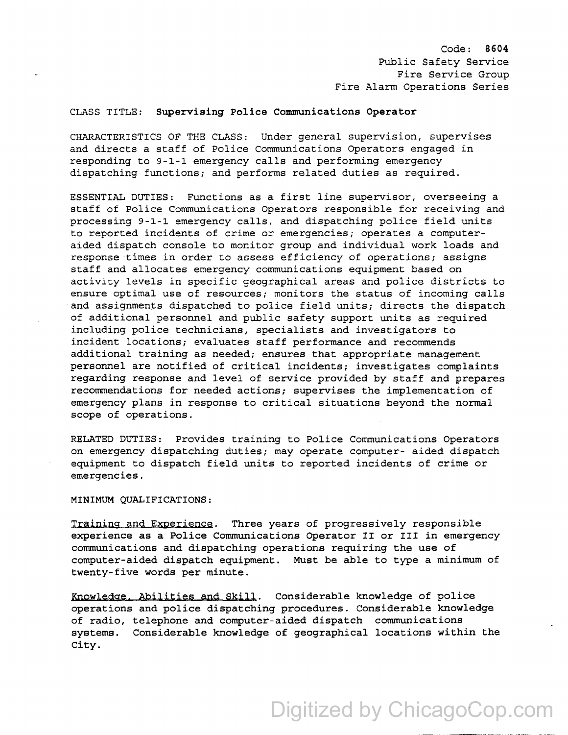Code: **8604**
Public Safety Service
Fire Service Group
Fire Alarm Operations Series

CLASS TITLE: **Supervising Police Communications Operator**

CHARACTERISTICS OF THE CLASS: Under general supervision, supervises and directs a staff of Police Communications Operators engaged in responding to 9-1-1 emergency calls and performing emergency dispatching functions; and performs related duties as required.

ESSENTIAL DUTIES: Functions as a first line supervisor, overseeing a staff of Police Communications Operators responsible for receiving and processing 9-1-1 emergency calls, and dispatching police field units to reported incidents of crime or emergencies; operates a computer-aided dispatch console to monitor group and individual work loads and response times in order to assess efficiency of operations; assigns staff and allocates emergency communications equipment based on activity levels in specific geographical areas and police districts to ensure optimal use of resources; monitors the status of incoming calls and assignments dispatched to police field units; directs the dispatch of additional personnel and public safety support units as required including police technicians, specialists and investigators to incident locations; evaluates staff performance and recommends additional training as needed; ensures that appropriate management personnel are notified of critical incidents; investigates complaints regarding response and level of service provided by staff and prepares recommendations for needed actions; supervises the implementation of emergency plans in response to critical situations beyond the normal scope of operations.

RELATED DUTIES: Provides training to Police Communications Operators on emergency dispatching duties; may operate computer- aided dispatch equipment to dispatch field units to reported incidents of crime or emergencies.

MINIMUM QUALIFICATIONS:

Training and Experience. Three years of progressively responsible experience as a Police Communications Operator II or III in emergency communications and dispatching operations requiring the use of computer-aided dispatch equipment. Must be able to type a minimum of twenty-five words per minute.

Knowledge, Abilities and Skill. Considerable knowledge of police operations and police dispatching procedures. Considerable knowledge of radio, telephone and computer-aided dispatch communications systems. Considerable knowledge of geographical locations within the City.

Digitized by ChicagoCop.com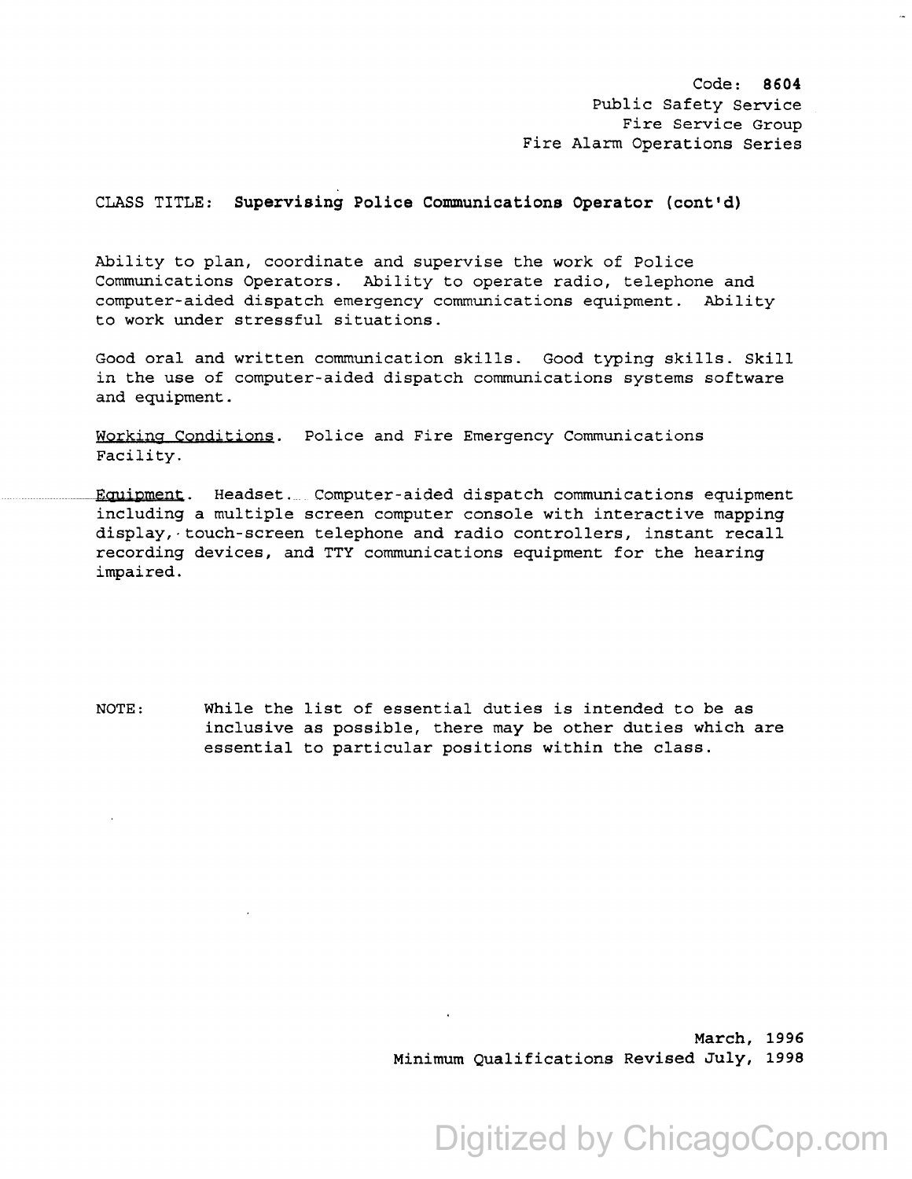Code: **8604**
Public Safety Service
Fire Service Group
Fire Alarm Operations Series

CLASS TITLE: **Supervising Police Communications Operator (cont'd)**

Ability to plan, coordinate and supervise the work of Police Communications Operators. Ability to operate radio, telephone and computer-aided dispatch emergency communications equipment. Ability to work under stressful situations.

Good oral and written communication skills. Good typing skills. Skill in the use of computer-aided dispatch communications systems software and equipment.

Working Conditions. Police and Fire Emergency Communications Facility.

Equipment. Headset. Computer-aided dispatch communications equipment including a multiple screen computer console with interactive mapping display, touch-screen telephone and radio controllers, instant recall recording devices, and TTY communications equipment for the hearing impaired.

NOTE: While the list of essential duties is intended to be as inclusive as possible, there may be other duties which are essential to particular positions within the class.

March, 1996
Minimum Qualifications Revised July, 1998